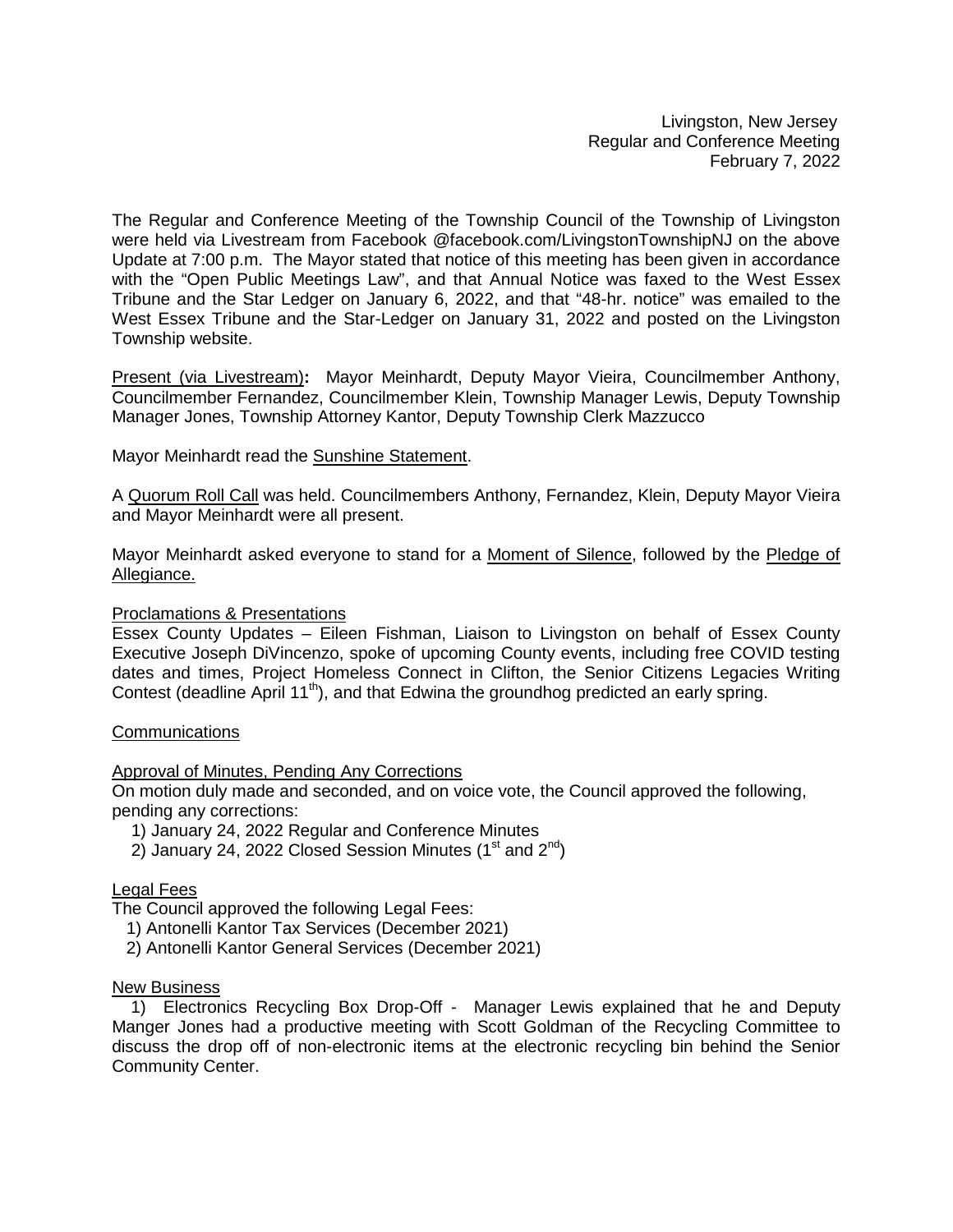Livingston, New Jersey
Regular and Conference Meeting
February 7, 2022

The Regular and Conference Meeting of the Township Council of the Township of Livingston were held via Livestream from Facebook @facebook.com/LivingstonTownshipNJ on the above Update at 7:00 p.m. The Mayor stated that notice of this meeting has been given in accordance with the "Open Public Meetings Law", and that Annual Notice was faxed to the West Essex Tribune and the Star Ledger on January 6, 2022, and that "48-hr. notice" was emailed to the West Essex Tribune and the Star-Ledger on January 31, 2022 and posted on the Livingston Township website.

Present (via Livestream)**:** Mayor Meinhardt, Deputy Mayor Vieira, Councilmember Anthony, Councilmember Fernandez, Councilmember Klein, Township Manager Lewis, Deputy Township Manager Jones, Township Attorney Kantor, Deputy Township Clerk Mazzucco

Mayor Meinhardt read the Sunshine Statement.

A Quorum Roll Call was held. Councilmembers Anthony, Fernandez, Klein, Deputy Mayor Vieira and Mayor Meinhardt were all present.

Mayor Meinhardt asked everyone to stand for a Moment of Silence, followed by the Pledge of Allegiance.

Proclamations & Presentations

Essex County Updates – Eileen Fishman, Liaison to Livingston on behalf of Essex County Executive Joseph DiVincenzo, spoke of upcoming County events, including free COVID testing dates and times, Project Homeless Connect in Clifton, the Senior Citizens Legacies Writing Contest (deadline April 11th), and that Edwina the groundhog predicted an early spring.

Communications

Approval of Minutes, Pending Any Corrections

On motion duly made and seconded, and on voice vote, the Council approved the following, pending any corrections:

1) January 24, 2022 Regular and Conference Minutes
2) January 24, 2022 Closed Session Minutes (1st and 2nd)

Legal Fees

The Council approved the following Legal Fees:

1) Antonelli Kantor Tax Services (December 2021)
2) Antonelli Kantor General Services (December 2021)

New Business

1) Electronics Recycling Box Drop-Off - Manager Lewis explained that he and Deputy Manger Jones had a productive meeting with Scott Goldman of the Recycling Committee to discuss the drop off of non-electronic items at the electronic recycling bin behind the Senior Community Center.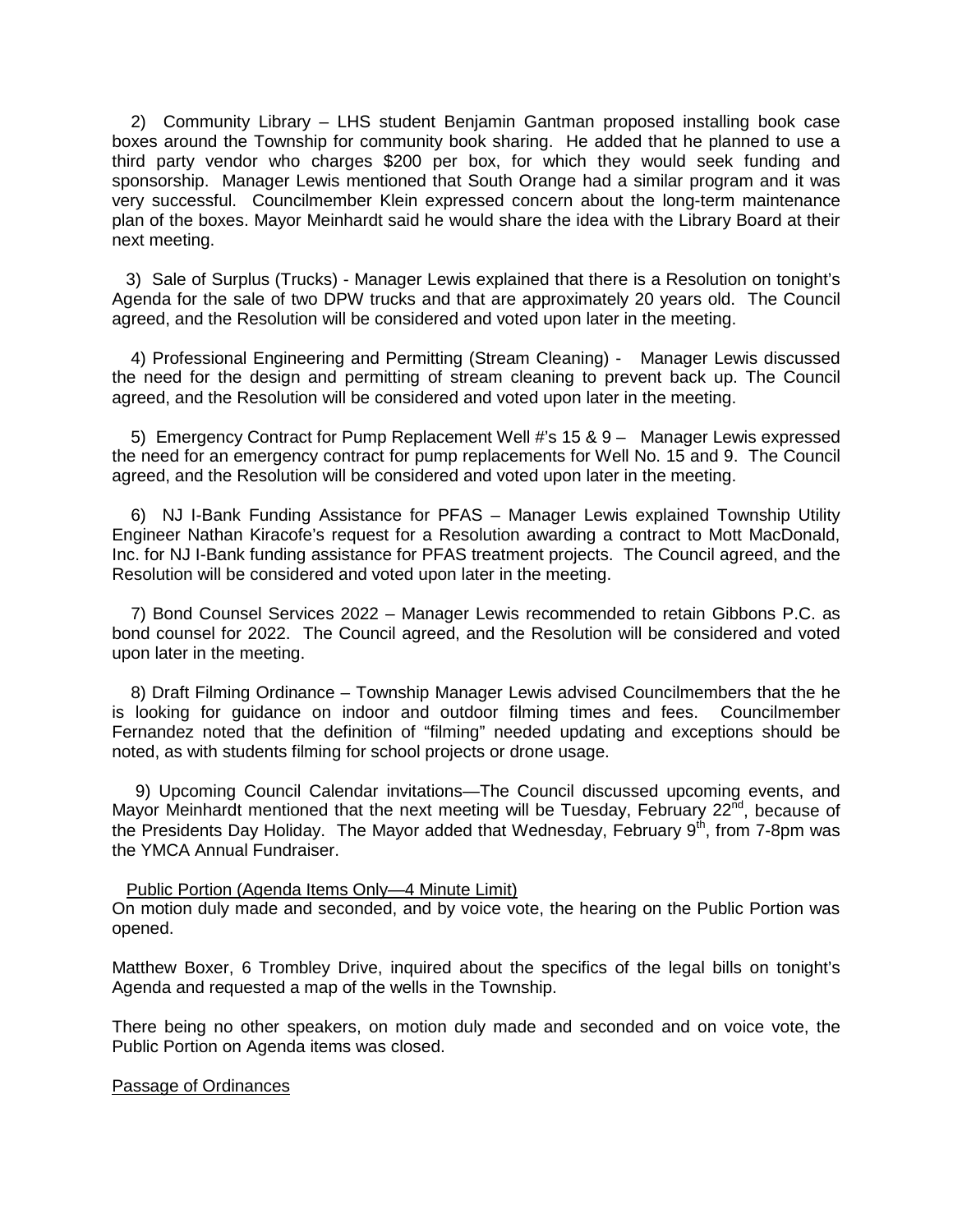2) Community Library – LHS student Benjamin Gantman proposed installing book case boxes around the Township for community book sharing. He added that he planned to use a third party vendor who charges $200 per box, for which they would seek funding and sponsorship. Manager Lewis mentioned that South Orange had a similar program and it was very successful. Councilmember Klein expressed concern about the long-term maintenance plan of the boxes. Mayor Meinhardt said he would share the idea with the Library Board at their next meeting.

3) Sale of Surplus (Trucks) - Manager Lewis explained that there is a Resolution on tonight's Agenda for the sale of two DPW trucks and that are approximately 20 years old. The Council agreed, and the Resolution will be considered and voted upon later in the meeting.

4) Professional Engineering and Permitting (Stream Cleaning) - Manager Lewis discussed the need for the design and permitting of stream cleaning to prevent back up. The Council agreed, and the Resolution will be considered and voted upon later in the meeting.

5) Emergency Contract for Pump Replacement Well #'s 15 & 9 – Manager Lewis expressed the need for an emergency contract for pump replacements for Well No. 15 and 9. The Council agreed, and the Resolution will be considered and voted upon later in the meeting.

6) NJ I-Bank Funding Assistance for PFAS – Manager Lewis explained Township Utility Engineer Nathan Kiracofe's request for a Resolution awarding a contract to Mott MacDonald, Inc. for NJ I-Bank funding assistance for PFAS treatment projects. The Council agreed, and the Resolution will be considered and voted upon later in the meeting.

7) Bond Counsel Services 2022 – Manager Lewis recommended to retain Gibbons P.C. as bond counsel for 2022. The Council agreed, and the Resolution will be considered and voted upon later in the meeting.

8) Draft Filming Ordinance – Township Manager Lewis advised Councilmembers that the he is looking for guidance on indoor and outdoor filming times and fees. Councilmember Fernandez noted that the definition of "filming" needed updating and exceptions should be noted, as with students filming for school projects or drone usage.

9) Upcoming Council Calendar invitations—The Council discussed upcoming events, and Mayor Meinhardt mentioned that the next meeting will be Tuesday, February 22nd, because of the Presidents Day Holiday. The Mayor added that Wednesday, February 9th, from 7-8pm was the YMCA Annual Fundraiser.

Public Portion (Agenda Items Only—4 Minute Limit)

On motion duly made and seconded, and by voice vote, the hearing on the Public Portion was opened.

Matthew Boxer, 6 Trombley Drive, inquired about the specifics of the legal bills on tonight's Agenda and requested a map of the wells in the Township.

There being no other speakers, on motion duly made and seconded and on voice vote, the Public Portion on Agenda items was closed.

Passage of Ordinances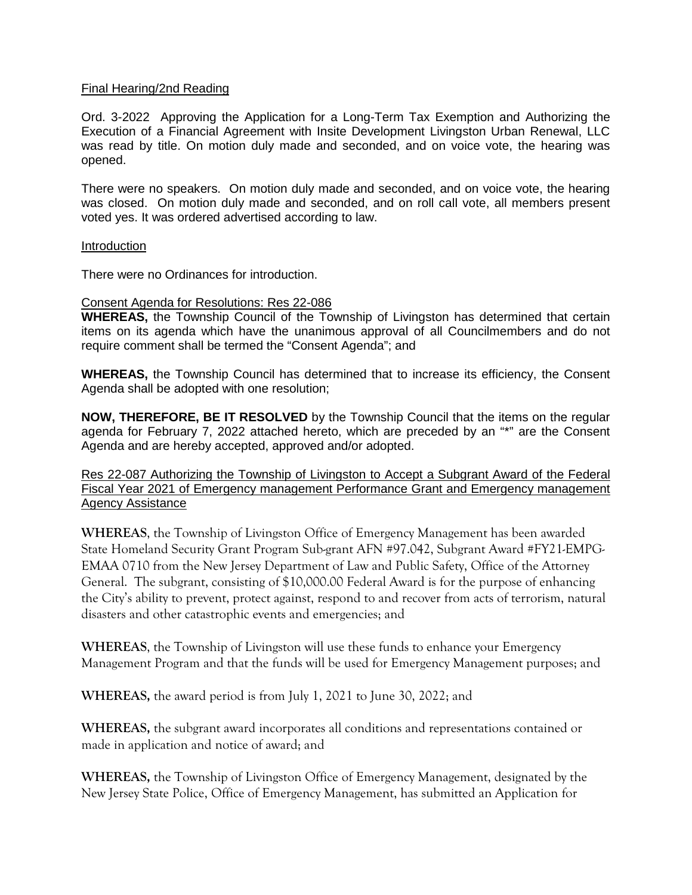Final Hearing/2nd Reading

Ord. 3-2022 Approving the Application for a Long-Term Tax Exemption and Authorizing the Execution of a Financial Agreement with Insite Development Livingston Urban Renewal, LLC was read by title. On motion duly made and seconded, and on voice vote, the hearing was opened.

There were no speakers. On motion duly made and seconded, and on voice vote, the hearing was closed. On motion duly made and seconded, and on roll call vote, all members present voted yes. It was ordered advertised according to law.

Introduction

There were no Ordinances for introduction.

Consent Agenda for Resolutions: Res 22-086

**WHEREAS,** the Township Council of the Township of Livingston has determined that certain items on its agenda which have the unanimous approval of all Councilmembers and do not require comment shall be termed the "Consent Agenda"; and

**WHEREAS,** the Township Council has determined that to increase its efficiency, the Consent Agenda shall be adopted with one resolution;

**NOW, THEREFORE, BE IT RESOLVED** by the Township Council that the items on the regular agenda for February 7, 2022 attached hereto, which are preceded by an "*" are the Consent Agenda and are hereby accepted, approved and/or adopted.

Res 22-087 Authorizing the Township of Livingston to Accept a Subgrant Award of the Federal Fiscal Year 2021 of Emergency management Performance Grant and Emergency management Agency Assistance

**WHEREAS**, the Township of Livingston Office of Emergency Management has been awarded State Homeland Security Grant Program Sub-grant AFN #97.042, Subgrant Award #FY21-EMPG-EMAA 0710 from the New Jersey Department of Law and Public Safety, Office of the Attorney General. The subgrant, consisting of $10,000.00 Federal Award is for the purpose of enhancing the City's ability to prevent, protect against, respond to and recover from acts of terrorism, natural disasters and other catastrophic events and emergencies; and

**WHEREAS**, the Township of Livingston will use these funds to enhance your Emergency Management Program and that the funds will be used for Emergency Management purposes; and

**WHEREAS,** the award period is from July 1, 2021 to June 30, 2022; and

**WHEREAS,** the subgrant award incorporates all conditions and representations contained or made in application and notice of award; and

**WHEREAS,** the Township of Livingston Office of Emergency Management, designated by the New Jersey State Police, Office of Emergency Management, has submitted an Application for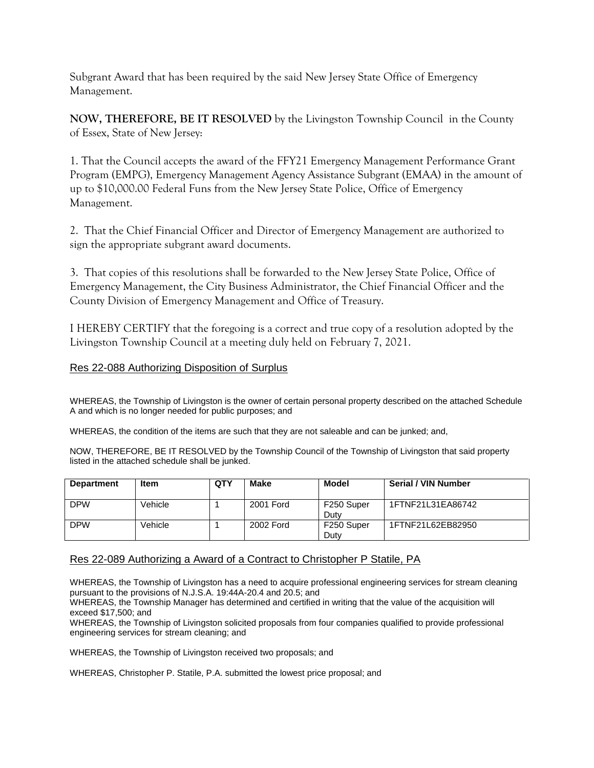Subgrant Award that has been required by the said New Jersey State Office of Emergency Management.

**NOW, THEREFORE, BE IT RESOLVED** by the Livingston Township Council in the County of Essex, State of New Jersey:

1. That the Council accepts the award of the FFY21 Emergency Management Performance Grant Program (EMPG), Emergency Management Agency Assistance Subgrant (EMAA) in the amount of up to $10,000.00 Federal Funs from the New Jersey State Police, Office of Emergency Management.

2. That the Chief Financial Officer and Director of Emergency Management are authorized to sign the appropriate subgrant award documents.

3. That copies of this resolutions shall be forwarded to the New Jersey State Police, Office of Emergency Management, the City Business Administrator, the Chief Financial Officer and the County Division of Emergency Management and Office of Treasury.

I HEREBY CERTIFY that the foregoing is a correct and true copy of a resolution adopted by the Livingston Township Council at a meeting duly held on February 7, 2021.

## Res 22-088 Authorizing Disposition of Surplus

WHEREAS, the Township of Livingston is the owner of certain personal property described on the attached Schedule A and which is no longer needed for public purposes; and

WHEREAS, the condition of the items are such that they are not saleable and can be junked; and,

NOW, THEREFORE, BE IT RESOLVED by the Township Council of the Township of Livingston that said property listed in the attached schedule shall be junked.

| Department | Item | QTY | Make | Model | Serial / VIN Number |
|---|---|---|---|---|---|
| DPW | Vehicle | 1 | 2001 Ford | F250 Super Duty | 1FTNF21L31EA86742 |
| DPW | Vehicle | 1 | 2002 Ford | F250 Super Duty | 1FTNF21L62EB82950 |

## Res 22-089 Authorizing a Award of a Contract to Christopher P Statile, PA

WHEREAS, the Township of Livingston has a need to acquire professional engineering services for stream cleaning pursuant to the provisions of N.J.S.A. 19:44A-20.4 and 20.5; and
WHEREAS, the Township Manager has determined and certified in writing that the value of the acquisition will exceed $17,500; and
WHEREAS, the Township of Livingston solicited proposals from four companies qualified to provide professional engineering services for stream cleaning; and

WHEREAS, the Township of Livingston received two proposals; and

WHEREAS, Christopher P. Statile, P.A. submitted the lowest price proposal; and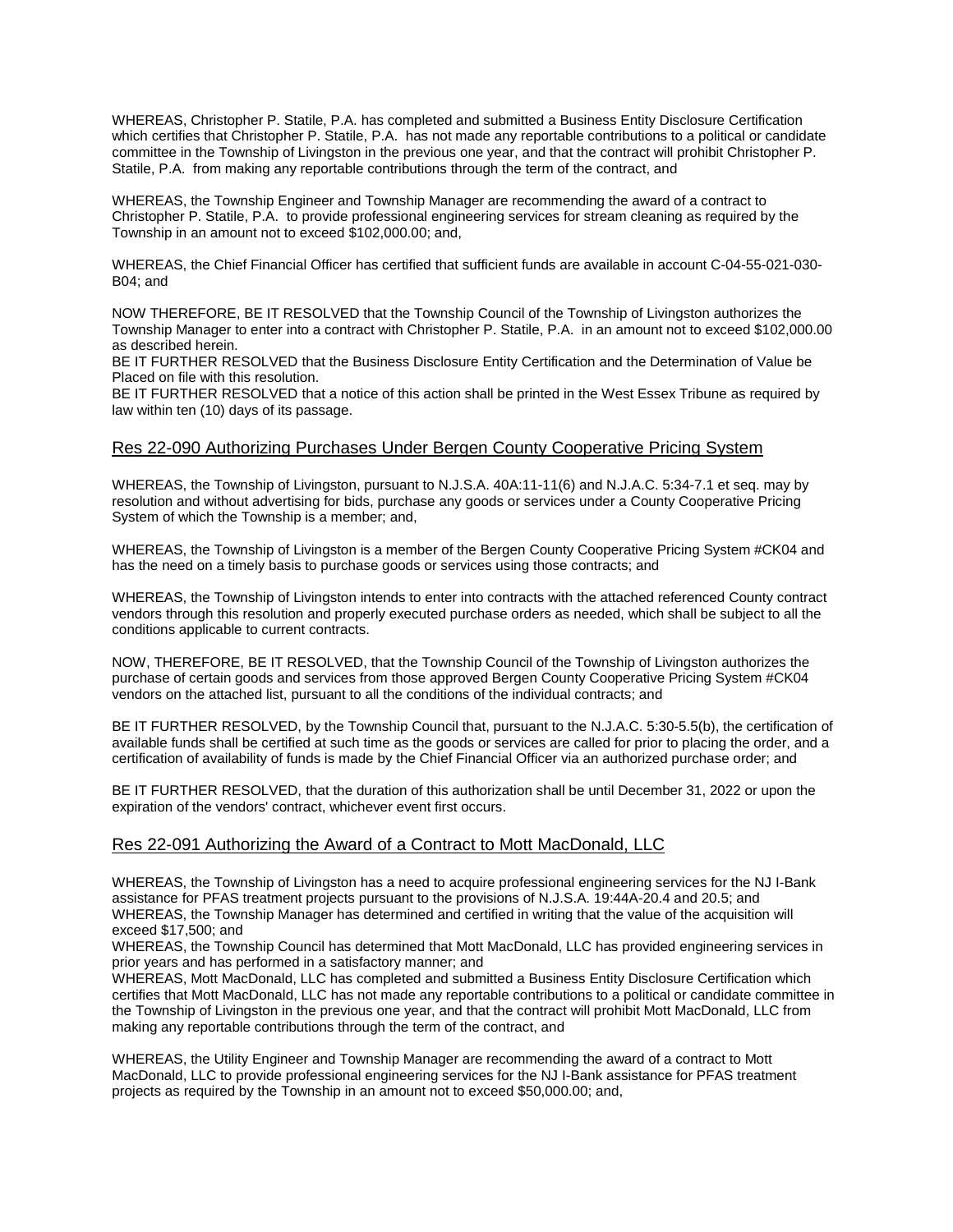WHEREAS, Christopher P. Statile, P.A. has completed and submitted a Business Entity Disclosure Certification which certifies that Christopher P. Statile, P.A. has not made any reportable contributions to a political or candidate committee in the Township of Livingston in the previous one year, and that the contract will prohibit Christopher P. Statile, P.A. from making any reportable contributions through the term of the contract, and

WHEREAS, the Township Engineer and Township Manager are recommending the award of a contract to Christopher P. Statile, P.A. to provide professional engineering services for stream cleaning as required by the Township in an amount not to exceed $102,000.00; and,

WHEREAS, the Chief Financial Officer has certified that sufficient funds are available in account C-04-55-021-030-B04; and

NOW THEREFORE, BE IT RESOLVED that the Township Council of the Township of Livingston authorizes the Township Manager to enter into a contract with Christopher P. Statile, P.A. in an amount not to exceed $102,000.00 as described herein.
BE IT FURTHER RESOLVED that the Business Disclosure Entity Certification and the Determination of Value be Placed on file with this resolution.
BE IT FURTHER RESOLVED that a notice of this action shall be printed in the West Essex Tribune as required by law within ten (10) days of its passage.

## Res 22-090 Authorizing Purchases Under Bergen County Cooperative Pricing System

WHEREAS, the Township of Livingston, pursuant to N.J.S.A. 40A:11-11(6) and N.J.A.C. 5:34-7.1 et seq. may by resolution and without advertising for bids, purchase any goods or services under a County Cooperative Pricing System of which the Township is a member; and,

WHEREAS, the Township of Livingston is a member of the Bergen County Cooperative Pricing System #CK04 and has the need on a timely basis to purchase goods or services using those contracts; and

WHEREAS, the Township of Livingston intends to enter into contracts with the attached referenced County contract vendors through this resolution and properly executed purchase orders as needed, which shall be subject to all the conditions applicable to current contracts.

NOW, THEREFORE, BE IT RESOLVED, that the Township Council of the Township of Livingston authorizes the purchase of certain goods and services from those approved Bergen County Cooperative Pricing System #CK04 vendors on the attached list, pursuant to all the conditions of the individual contracts; and

BE IT FURTHER RESOLVED, by the Township Council that, pursuant to the N.J.A.C. 5:30-5.5(b), the certification of available funds shall be certified at such time as the goods or services are called for prior to placing the order, and a certification of availability of funds is made by the Chief Financial Officer via an authorized purchase order; and

BE IT FURTHER RESOLVED, that the duration of this authorization shall be until December 31, 2022 or upon the expiration of the vendors' contract, whichever event first occurs.

## Res 22-091 Authorizing the Award of a Contract to Mott MacDonald, LLC

WHEREAS, the Township of Livingston has a need to acquire professional engineering services for the NJ I-Bank assistance for PFAS treatment projects pursuant to the provisions of N.J.S.A. 19:44A-20.4 and 20.5; and
WHEREAS, the Township Manager has determined and certified in writing that the value of the acquisition will exceed $17,500; and
WHEREAS, the Township Council has determined that Mott MacDonald, LLC has provided engineering services in prior years and has performed in a satisfactory manner; and
WHEREAS, Mott MacDonald, LLC has completed and submitted a Business Entity Disclosure Certification which certifies that Mott MacDonald, LLC has not made any reportable contributions to a political or candidate committee in the Township of Livingston in the previous one year, and that the contract will prohibit Mott MacDonald, LLC from making any reportable contributions through the term of the contract, and

WHEREAS, the Utility Engineer and Township Manager are recommending the award of a contract to Mott MacDonald, LLC to provide professional engineering services for the NJ I-Bank assistance for PFAS treatment projects as required by the Township in an amount not to exceed $50,000.00; and,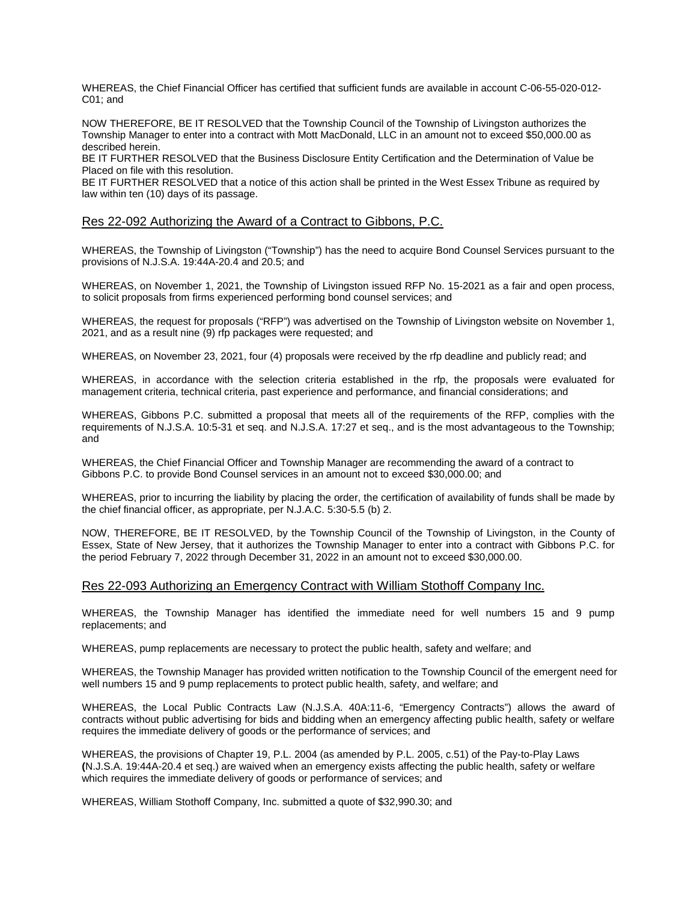WHEREAS, the Chief Financial Officer has certified that sufficient funds are available in account C-06-55-020-012-C01; and

NOW THEREFORE, BE IT RESOLVED that the Township Council of the Township of Livingston authorizes the Township Manager to enter into a contract with Mott MacDonald, LLC in an amount not to exceed $50,000.00 as described herein.

BE IT FURTHER RESOLVED that the Business Disclosure Entity Certification and the Determination of Value be Placed on file with this resolution.

BE IT FURTHER RESOLVED that a notice of this action shall be printed in the West Essex Tribune as required by law within ten (10) days of its passage.

## Res 22-092 Authorizing the Award of a Contract to Gibbons, P.C.

WHEREAS, the Township of Livingston ("Township") has the need to acquire Bond Counsel Services pursuant to the provisions of N.J.S.A. 19:44A-20.4 and 20.5; and

WHEREAS, on November 1, 2021, the Township of Livingston issued RFP No. 15-2021 as a fair and open process, to solicit proposals from firms experienced performing bond counsel services; and

WHEREAS, the request for proposals ("RFP") was advertised on the Township of Livingston website on November 1, 2021, and as a result nine (9) rfp packages were requested; and

WHEREAS, on November 23, 2021, four (4) proposals were received by the rfp deadline and publicly read; and

WHEREAS, in accordance with the selection criteria established in the rfp, the proposals were evaluated for management criteria, technical criteria, past experience and performance, and financial considerations; and

WHEREAS, Gibbons P.C. submitted a proposal that meets all of the requirements of the RFP, complies with the requirements of N.J.S.A. 10:5-31 et seq. and N.J.S.A. 17:27 et seq., and is the most advantageous to the Township; and

WHEREAS, the Chief Financial Officer and Township Manager are recommending the award of a contract to Gibbons P.C. to provide Bond Counsel services in an amount not to exceed $30,000.00; and

WHEREAS, prior to incurring the liability by placing the order, the certification of availability of funds shall be made by the chief financial officer, as appropriate, per N.J.A.C. 5:30-5.5 (b) 2.

NOW, THEREFORE, BE IT RESOLVED, by the Township Council of the Township of Livingston, in the County of Essex, State of New Jersey, that it authorizes the Township Manager to enter into a contract with Gibbons P.C. for the period February 7, 2022 through December 31, 2022 in an amount not to exceed $30,000.00.

## Res 22-093 Authorizing an Emergency Contract with William Stothoff Company Inc.

WHEREAS, the Township Manager has identified the immediate need for well numbers 15 and 9 pump replacements; and

WHEREAS, pump replacements are necessary to protect the public health, safety and welfare; and

WHEREAS, the Township Manager has provided written notification to the Township Council of the emergent need for well numbers 15 and 9 pump replacements to protect public health, safety, and welfare; and

WHEREAS, the Local Public Contracts Law (N.J.S.A. 40A:11-6, "Emergency Contracts") allows the award of contracts without public advertising for bids and bidding when an emergency affecting public health, safety or welfare requires the immediate delivery of goods or the performance of services; and

WHEREAS, the provisions of Chapter 19, P.L. 2004 (as amended by P.L. 2005, c.51) of the Pay-to-Play Laws (N.J.S.A. 19:44A-20.4 et seq.) are waived when an emergency exists affecting the public health, safety or welfare which requires the immediate delivery of goods or performance of services; and

WHEREAS, William Stothoff Company, Inc. submitted a quote of $32,990.30; and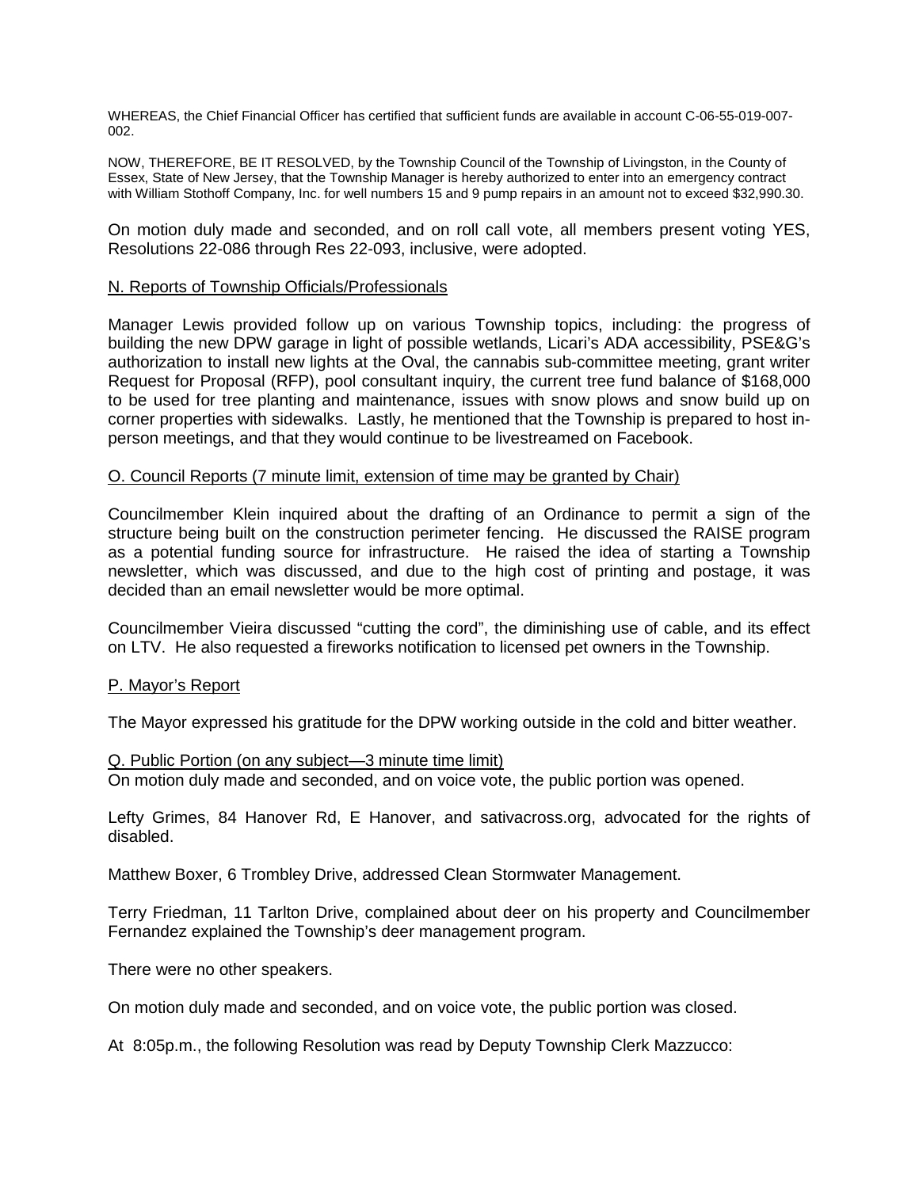WHEREAS, the Chief Financial Officer has certified that sufficient funds are available in account C-06-55-019-007-002.

NOW, THEREFORE, BE IT RESOLVED, by the Township Council of the Township of Livingston, in the County of Essex, State of New Jersey, that the Township Manager is hereby authorized to enter into an emergency contract with William Stothoff Company, Inc. for well numbers 15 and 9 pump repairs in an amount not to exceed $32,990.30.

On motion duly made and seconded, and on roll call vote, all members present voting YES, Resolutions 22-086 through Res 22-093, inclusive, were adopted.

N. Reports of Township Officials/Professionals

Manager Lewis provided follow up on various Township topics, including: the progress of building the new DPW garage in light of possible wetlands, Licari's ADA accessibility, PSE&G's authorization to install new lights at the Oval, the cannabis sub-committee meeting, grant writer Request for Proposal (RFP), pool consultant inquiry, the current tree fund balance of $168,000 to be used for tree planting and maintenance, issues with snow plows and snow build up on corner properties with sidewalks. Lastly, he mentioned that the Township is prepared to host in-person meetings, and that they would continue to be livestreamed on Facebook.

O. Council Reports (7 minute limit, extension of time may be granted by Chair)

Councilmember Klein inquired about the drafting of an Ordinance to permit a sign of the structure being built on the construction perimeter fencing. He discussed the RAISE program as a potential funding source for infrastructure. He raised the idea of starting a Township newsletter, which was discussed, and due to the high cost of printing and postage, it was decided than an email newsletter would be more optimal.

Councilmember Vieira discussed "cutting the cord", the diminishing use of cable, and its effect on LTV. He also requested a fireworks notification to licensed pet owners in the Township.

P. Mayor's Report

The Mayor expressed his gratitude for the DPW working outside in the cold and bitter weather.

Q. Public Portion (on any subject—3 minute time limit)

On motion duly made and seconded, and on voice vote, the public portion was opened.

Lefty Grimes, 84 Hanover Rd, E Hanover, and sativacross.org, advocated for the rights of disabled.

Matthew Boxer, 6 Trombley Drive, addressed Clean Stormwater Management.

Terry Friedman, 11 Tarlton Drive, complained about deer on his property and Councilmember Fernandez explained the Township's deer management program.

There were no other speakers.

On motion duly made and seconded, and on voice vote, the public portion was closed.

At 8:05p.m., the following Resolution was read by Deputy Township Clerk Mazzucco: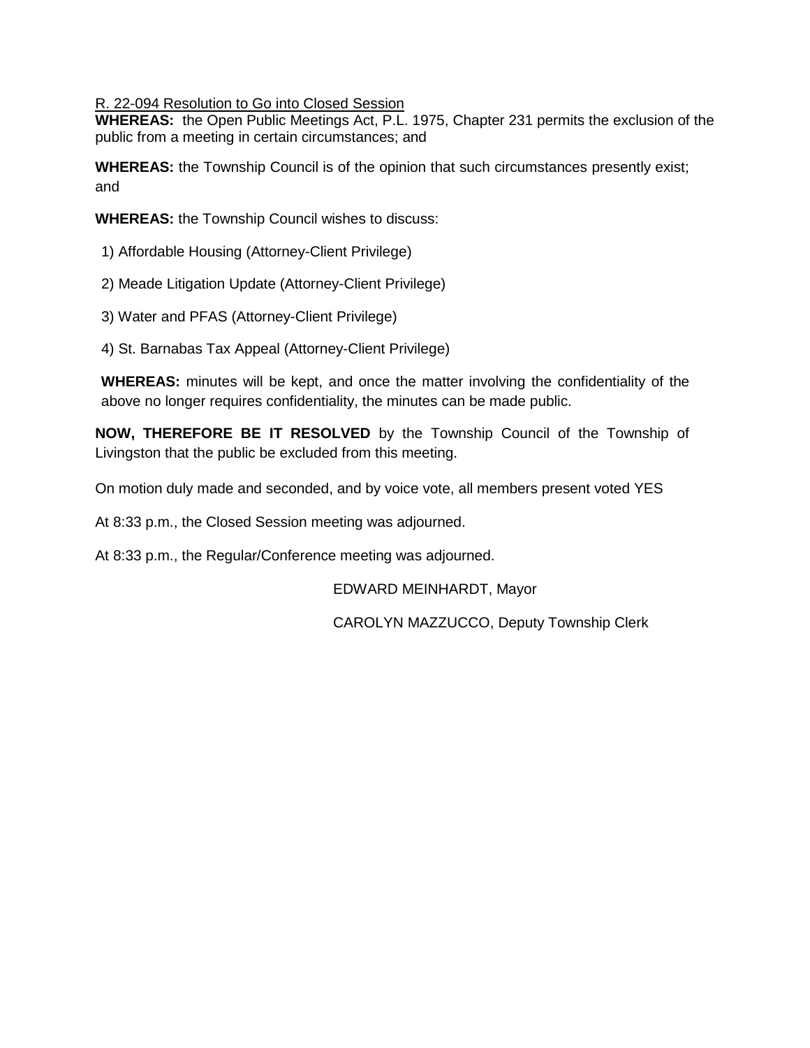R. 22-094 Resolution to Go into Closed Session

**WHEREAS:** the Open Public Meetings Act, P.L. 1975, Chapter 231 permits the exclusion of the public from a meeting in certain circumstances; and

**WHEREAS:** the Township Council is of the opinion that such circumstances presently exist; and

**WHEREAS:** the Township Council wishes to discuss:

1) Affordable Housing (Attorney-Client Privilege)

2) Meade Litigation Update (Attorney-Client Privilege)

3) Water and PFAS (Attorney-Client Privilege)

4) St. Barnabas Tax Appeal (Attorney-Client Privilege)

**WHEREAS:** minutes will be kept, and once the matter involving the confidentiality of the above no longer requires confidentiality, the minutes can be made public.

**NOW, THEREFORE BE IT RESOLVED** by the Township Council of the Township of Livingston that the public be excluded from this meeting.

On motion duly made and seconded, and by voice vote, all members present voted YES

At 8:33 p.m., the Closed Session meeting was adjourned.

At 8:33 p.m., the Regular/Conference meeting was adjourned.

EDWARD MEINHARDT, Mayor

CAROLYN MAZZUCCO, Deputy Township Clerk